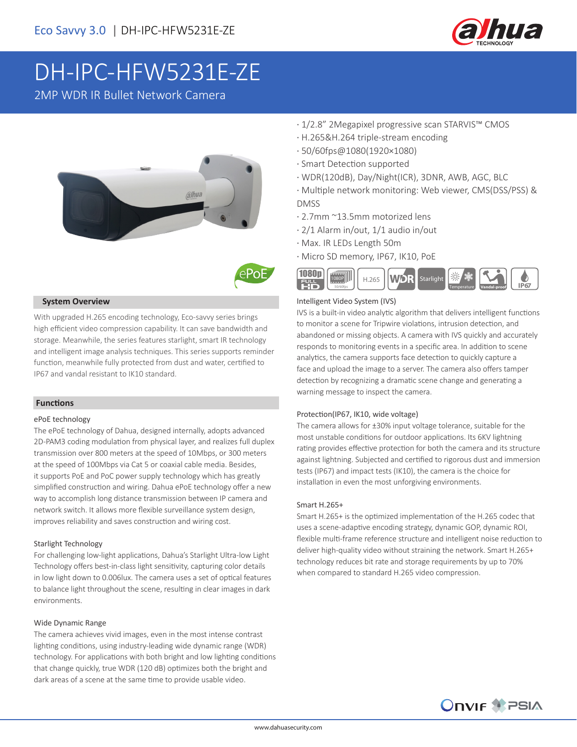Eco Savvy 3.0 | DH-IPC-HFW5231E-ZE

# DH-IPC-HFW5231E-ZE

2MP WDR IR Bullet Network Camera

- 1/2.8" 2Megapixel progressive scan STARVIS™ CMOS
- H.265&H.264 triple-stream encoding
- 50/60fps@1080(1920×1080)
- Smart Detection supported
- WDR(120dB), Day/Night(ICR), 3DNR, AWB, AGC, BLC
- Multiple network monitoring: Web viewer, CMS(DSS/PSS) & DMSS
- 2.7mm ~13.5mm motorized lens
- 2/1 Alarm in/out, 1/1 audio in/out
- Max. IR LEDs Length 50m
- Micro SD memory, IP67, IK10, PoE

## System Overview

With upgraded H.265 encoding technology, Eco-savvy series brings high efficient video compression capability. It can save bandwidth and storage. Meanwhile, the series features starlight, smart IR technology and intelligent image analysis techniques. This series supports reminder function, meanwhile fully protected from dust and water, certified to IP67 and vandal resistant to IK10 standard.

## Functions

### ePoE technology

The ePoE technology of Dahua, designed internally, adopts advanced 2D-PAM3 coding modulation from physical layer, and realizes full duplex transmission over 800 meters at the speed of 10Mbps, or 300 meters at the speed of 100Mbps via Cat 5 or coaxial cable media. Besides, it supports PoE and PoC power supply technology which has greatly simplified construction and wiring. Dahua ePoE technology offer a new way to accomplish long distance transmission between IP camera and network switch. It allows more flexible surveillance system design, improves reliability and saves construction and wiring cost.

### Starlight Technology

For challenging low-light applications, Dahua's Starlight Ultra-low Light Technology offers best-in-class light sensitivity, capturing color details in low light down to 0.006lux. The camera uses a set of optical features to balance light throughout the scene, resulting in clear images in dark environments.

### Wide Dynamic Range

The camera achieves vivid images, even in the most intense contrast lighting conditions, using industry-leading wide dynamic range (WDR) technology. For applications with both bright and low lighting conditions that change quickly, true WDR (120 dB) optimizes both the bright and dark areas of a scene at the same time to provide usable video.

### Intelligent Video System (IVS)

IVS is a built-in video analytic algorithm that delivers intelligent functions to monitor a scene for Tripwire violations, intrusion detection, and abandoned or missing objects. A camera with IVS quickly and accurately responds to monitoring events in a specific area. In addition to scene analytics, the camera supports face detection to quickly capture a face and upload the image to a server. The camera also offers tamper detection by recognizing a dramatic scene change and generating a warning message to inspect the camera.

### Protection(IP67, IK10, wide voltage)

The camera allows for ±30% input voltage tolerance, suitable for the most unstable conditions for outdoor applications. Its 6KV lightning rating provides effective protection for both the camera and its structure against lightning. Subjected and certified to rigorous dust and immersion tests (IP67) and impact tests (IK10), the camera is the choice for installation in even the most unforgiving environments.

### Smart H.265+

Smart H.265+ is the optimized implementation of the H.265 codec that uses a scene-adaptive encoding strategy, dynamic GOP, dynamic ROI, flexible multi-frame reference structure and intelligent noise reduction to deliver high-quality video without straining the network. Smart H.265+ technology reduces bit rate and storage requirements by up to 70% when compared to standard H.265 video compression.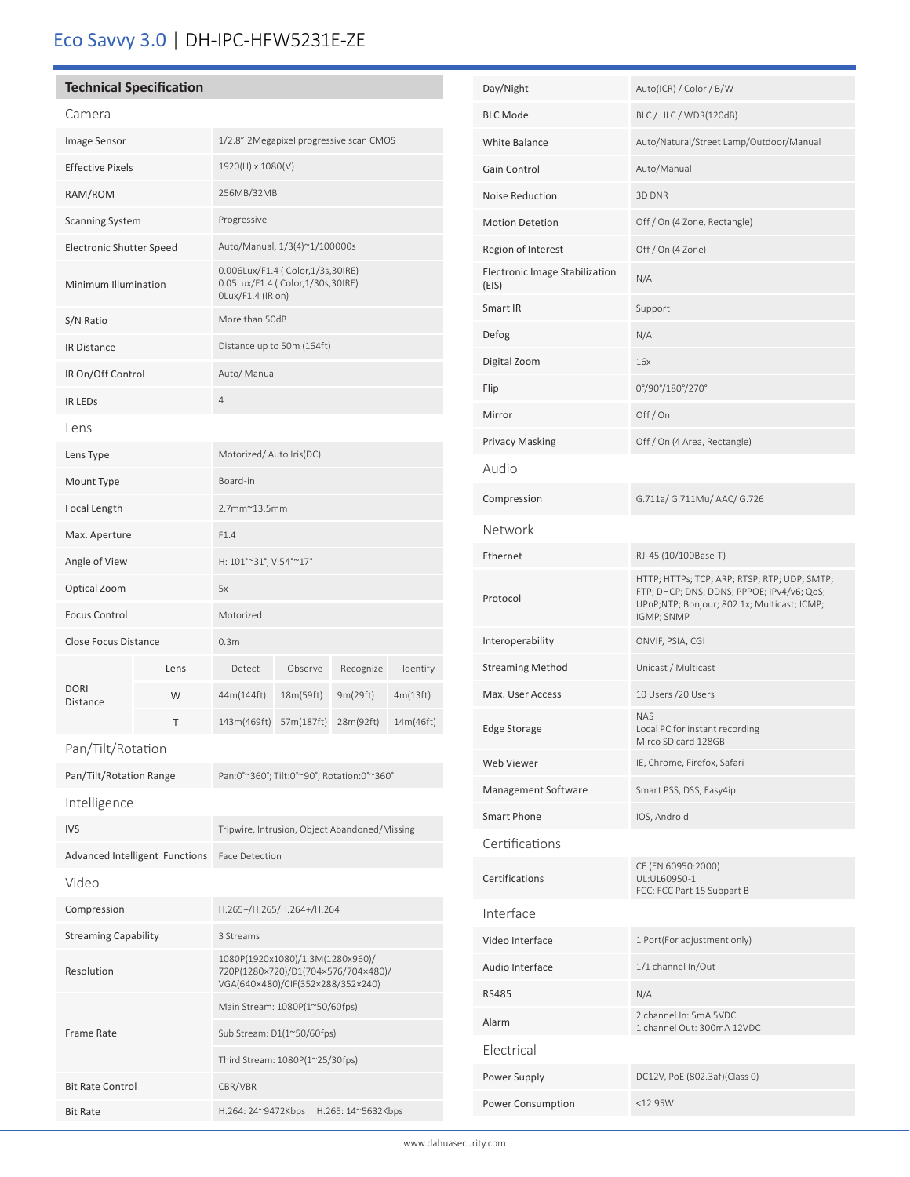# Eco Savvy 3.0 | DH-IPC-HFW5231E-ZE

## Technical Specification

### Camera

| | |
|---|---|
| Image Sensor | 1/2.8" 2Megapixel progressive scan CMOS |
| Effective Pixels | 1920(H) x 1080(V) |
| RAM/ROM | 256MB/32MB |
| Scanning System | Progressive |
| Electronic Shutter Speed | Auto/Manual, 1/3(4)~1/100000s |
| Minimum Illumination | 0.006Lux/F1.4 ( Color,1/3s,30IRE)<br>0.05Lux/F1.4 ( Color,1/30s,30IRE)<br>0Lux/F1.4 (IR on) |
| S/N Ratio | More than 50dB |
| IR Distance | Distance up to 50m (164ft) |
| IR On/Off Control | Auto/ Manual |
| IR LEDs | 4 |

### Lens

| | | | | | |
|---|---|---|---|---|---|
| Lens Type | Motorized/ Auto Iris(DC) | | | | |
| Mount Type | Board-in | | | | |
| Focal Length | 2.7mm~13.5mm | | | | |
| Max. Aperture | F1.4 | | | | |
| Angle of View | H: 101°~31°, V:54°~17° | | | | |
| Optical Zoom | 5x | | | | |
| Focus Control | Motorized | | | | |
| Close Focus Distance | 0.3m | | | | |
| DORI Distance | Lens | Detect | Observe | Recognize | Identify |
| | W | 44m(144ft) | 18m(59ft) | 9m(29ft) | 4m(13ft) |
| | T | 143m(469ft) | 57m(187ft) | 28m(92ft) | 14m(46ft) |

### Pan/Tilt/Rotation

| | |
|---|---|
| Pan/Tilt/Rotation Range | Pan:0°~360°; Tilt:0°~90°; Rotation:0°~360° |

### Intelligence

| | |
|---|---|
| IVS | Tripwire, Intrusion, Object Abandoned/Missing |
| Advanced Intelligent Functions | Face Detection |

### Video

| | |
|---|---|
| Compression | H.265+/H.265/H.264+/H.264 |
| Streaming Capability | 3 Streams |
| Resolution | 1080P(1920x1080)/1.3M(1280x960)/<br>720P(1280×720)/D1(704×576/704×480)/<br>VGA(640×480)/CIF(352×288/352×240) |
| Frame Rate | Main Stream: 1080P(1~50/60fps) |
| | Sub Stream: D1(1~50/60fps) |
| | Third Stream: 1080P(1~25/30fps) |
| Bit Rate Control | CBR/VBR |
| Bit Rate | H.264: 24~9472Kbps H.265: 14~5632Kbps |
| Day/Night | Auto(ICR) / Color / B/W |
| BLC Mode | BLC / HLC / WDR(120dB) |
| White Balance | Auto/Natural/Street Lamp/Outdoor/Manual |
| Gain Control | Auto/Manual |
| Noise Reduction | 3D DNR |
| Motion Detetion | Off / On (4 Zone, Rectangle) |
| Region of Interest | Off / On (4 Zone) |
| Electronic Image Stabilization (EIS) | N/A |
| Smart IR | Support |
| Defog | N/A |
| Digital Zoom | 16x |
| Flip | 0°/90°/180°/270° |
| Mirror | Off / On |
| Privacy Masking | Off / On (4 Area, Rectangle) |

### Audio

| | |
|---|---|
| Compression | G.711a/ G.711Mu/ AAC/ G.726 |

### Network

| | |
|---|---|
| Ethernet | RJ-45 (10/100Base-T) |
| Protocol | HTTP; HTTPs; TCP; ARP; RTSP; RTP; UDP; SMTP; FTP; DHCP; DNS; DDNS; PPPOE; IPv4/v6; QoS; UPnP;NTP; Bonjour; 802.1x; Multicast; ICMP; IGMP; SNMP |
| Interoperability | ONVIF, PSIA, CGI |
| Streaming Method | Unicast / Multicast |
| Max. User Access | 10 Users /20 Users |
| Edge Storage | NAS<br>Local PC for instant recording<br>Mirco SD card 128GB |
| Web Viewer | IE, Chrome, Firefox, Safari |
| Management Software | Smart PSS, DSS, Easy4ip |
| Smart Phone | IOS, Android |

### Certifications

| | |
|---|---|
| Certifications | CE (EN 60950:2000)<br>UL:UL60950-1<br>FCC: FCC Part 15 Subpart B |

### Interface

| | |
|---|---|
| Video Interface | 1 Port(For adjustment only) |
| Audio Interface | 1/1 channel In/Out |
| RS485 | N/A |
| Alarm | 2 channel In: 5mA 5VDC<br>1 channel Out: 300mA 12VDC |

### Electrical

| | |
|---|---|
| Power Supply | DC12V, PoE (802.3af)(Class 0) |
| Power Consumption | <12.95W |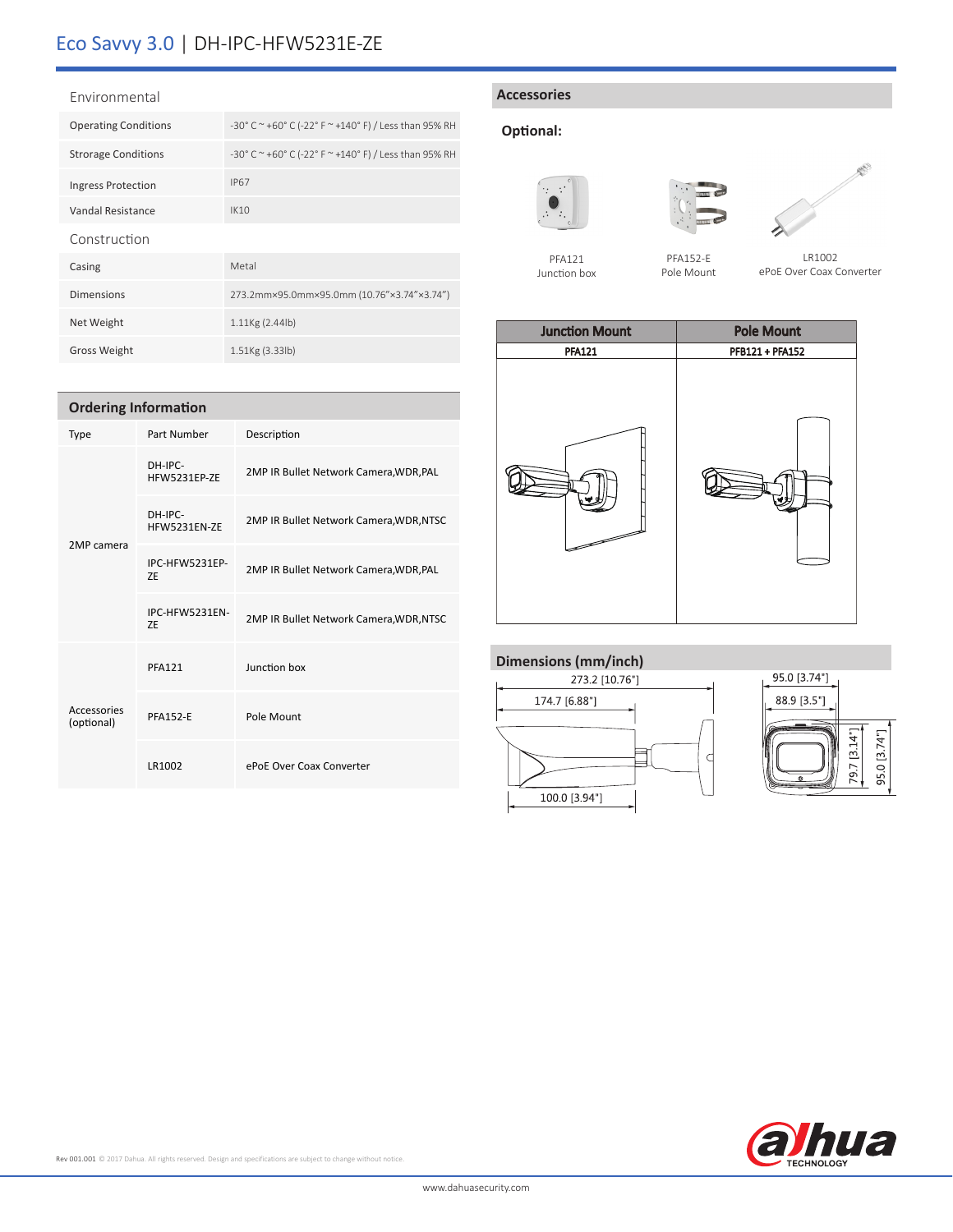## Environmental

| | |
|---|---|
| Operating Conditions | -30° C ~ +60° C (-22° F ~ +140° F) / Less than 95% RH |
| Strorage Conditions | -30° C ~ +60° C (-22° F ~ +140° F) / Less than 95% RH |
| Ingress Protection | IP67 |
| Vandal Resistance | IK10 |

## Construction

| | |
|---|---|
| Casing | Metal |
| Dimensions | 273.2mm×95.0mm×95.0mm (10.76"×3.74"×3.74") |
| Net Weight | 1.11Kg (2.44lb) |
| Gross Weight | 1.51Kg (3.33lb) |

## Ordering Information

| Type | Part Number | Description |
|---|---|---|
| 2MP camera | DH-IPC-HFW5231EP-ZE | 2MP IR Bullet Network Camera,WDR,PAL |
| | DH-IPC-HFW5231EN-ZE | 2MP IR Bullet Network Camera,WDR,NTSC |
| | IPC-HFW5231EP-ZE | 2MP IR Bullet Network Camera,WDR,PAL |
| | IPC-HFW5231EN-ZE | 2MP IR Bullet Network Camera,WDR,NTSC |
| Accessories (optional) | PFA121 | Junction box |
| | PFA152-E | Pole Mount |
| | LR1002 | ePoE Over Coax Converter |

## Accessories

**Optional:**

PFA121
Junction box

PFA152-E
Pole Mount

LR1002
ePoE Over Coax Converter

| Junction Mount | Pole Mount |
|---|---|
| PFA121 | PFB121 + PFA152 |

## Dimensions (mm/inch)

273.2 [10.76"]
174.7 [6.88"]
100.0 [3.94"]
95.0 [3.74"]
88.9 [3.5"]
79.7 [3.14"]
95.0 [3.74"]

Rev 001.001 © 2017 Dahua. All rights reserved. Design and specifications are subject to change without notice.

www.dahuasecurity.com